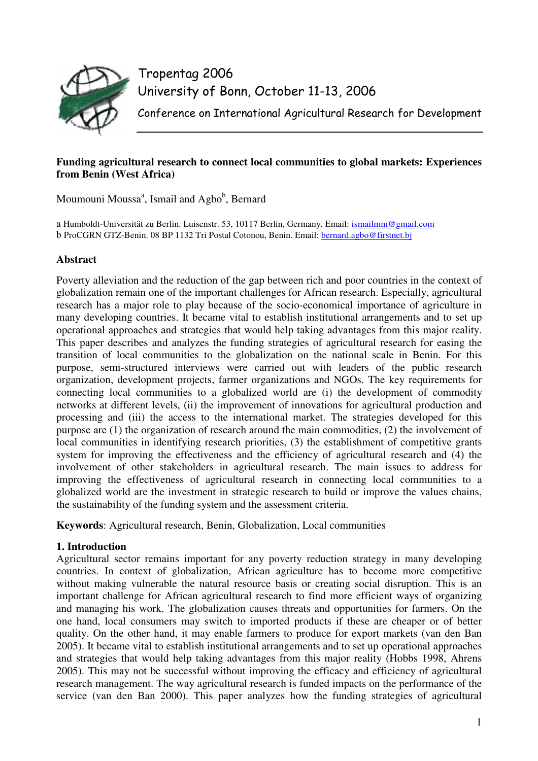Tropentag 2006
University of Bonn, October 11-13, 2006
Conference on International Agricultural Research for Development

# Funding agricultural research to connect local communities to global markets: Experiences from Benin (West Africa)

Moumouni Moussa[a], Ismail and Agbo[b], Bernard

a Humboldt-Universität zu Berlin. Luisenstr. 53, 10117 Berlin, Germany. Email: ismailmm@gmail.com
b ProCGRN GTZ-Benin. 08 BP 1132 Tri Postal Cotonou, Benin. Email: bernard.agbo@firstnet.bj

## Abstract

Poverty alleviation and the reduction of the gap between rich and poor countries in the context of globalization remain one of the important challenges for African research. Especially, agricultural research has a major role to play because of the socio-economical importance of agriculture in many developing countries. It became vital to establish institutional arrangements and to set up operational approaches and strategies that would help taking advantages from this major reality. This paper describes and analyzes the funding strategies of agricultural research for easing the transition of local communities to the globalization on the national scale in Benin. For this purpose, semi-structured interviews were carried out with leaders of the public research organization, development projects, farmer organizations and NGOs. The key requirements for connecting local communities to a globalized world are (i) the development of commodity networks at different levels, (ii) the improvement of innovations for agricultural production and processing and (iii) the access to the international market. The strategies developed for this purpose are (1) the organization of research around the main commodities, (2) the involvement of local communities in identifying research priorities, (3) the establishment of competitive grants system for improving the effectiveness and the efficiency of agricultural research and (4) the involvement of other stakeholders in agricultural research. The main issues to address for improving the effectiveness of agricultural research in connecting local communities to a globalized world are the investment in strategic research to build or improve the values chains, the sustainability of the funding system and the assessment criteria.

**Keywords**: Agricultural research, Benin, Globalization, Local communities

## 1. Introduction

Agricultural sector remains important for any poverty reduction strategy in many developing countries. In context of globalization, African agriculture has to become more competitive without making vulnerable the natural resource basis or creating social disruption. This is an important challenge for African agricultural research to find more efficient ways of organizing and managing his work. The globalization causes threats and opportunities for farmers. On the one hand, local consumers may switch to imported products if these are cheaper or of better quality. On the other hand, it may enable farmers to produce for export markets (van den Ban 2005). It became vital to establish institutional arrangements and to set up operational approaches and strategies that would help taking advantages from this major reality (Hobbs 1998, Ahrens 2005). This may not be successful without improving the efficacy and efficiency of agricultural research management. The way agricultural research is funded impacts on the performance of the service (van den Ban 2000). This paper analyzes how the funding strategies of agricultural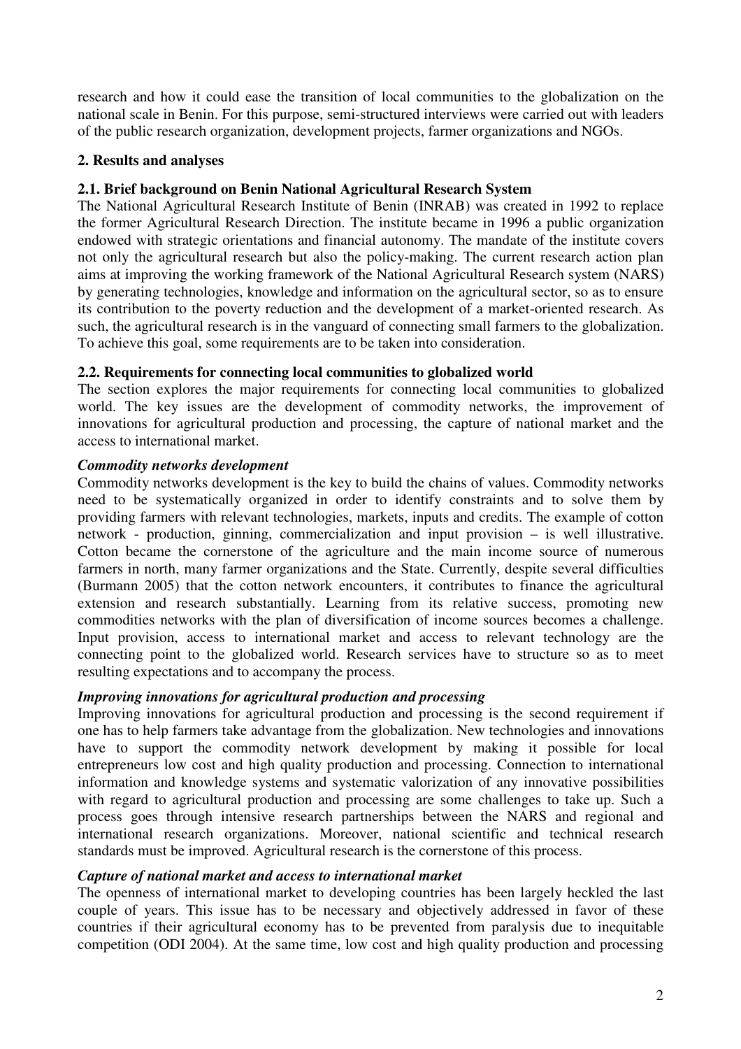research and how it could ease the transition of local communities to the globalization on the national scale in Benin. For this purpose, semi-structured interviews were carried out with leaders of the public research organization, development projects, farmer organizations and NGOs.

## 2. Results and analyses

### 2.1. Brief background on Benin National Agricultural Research System

The National Agricultural Research Institute of Benin (INRAB) was created in 1992 to replace the former Agricultural Research Direction. The institute became in 1996 a public organization endowed with strategic orientations and financial autonomy. The mandate of the institute covers not only the agricultural research but also the policy-making. The current research action plan aims at improving the working framework of the National Agricultural Research system (NARS) by generating technologies, knowledge and information on the agricultural sector, so as to ensure its contribution to the poverty reduction and the development of a market-oriented research. As such, the agricultural research is in the vanguard of connecting small farmers to the globalization. To achieve this goal, some requirements are to be taken into consideration.

### 2.2. Requirements for connecting local communities to globalized world

The section explores the major requirements for connecting local communities to globalized world. The key issues are the development of commodity networks, the improvement of innovations for agricultural production and processing, the capture of national market and the access to international market.

#### *Commodity networks development*

Commodity networks development is the key to build the chains of values. Commodity networks need to be systematically organized in order to identify constraints and to solve them by providing farmers with relevant technologies, markets, inputs and credits. The example of cotton network - production, ginning, commercialization and input provision – is well illustrative. Cotton became the cornerstone of the agriculture and the main income source of numerous farmers in north, many farmer organizations and the State. Currently, despite several difficulties (Burmann 2005) that the cotton network encounters, it contributes to finance the agricultural extension and research substantially. Learning from its relative success, promoting new commodities networks with the plan of diversification of income sources becomes a challenge. Input provision, access to international market and access to relevant technology are the connecting point to the globalized world. Research services have to structure so as to meet resulting expectations and to accompany the process.

#### *Improving innovations for agricultural production and processing*

Improving innovations for agricultural production and processing is the second requirement if one has to help farmers take advantage from the globalization. New technologies and innovations have to support the commodity network development by making it possible for local entrepreneurs low cost and high quality production and processing. Connection to international information and knowledge systems and systematic valorization of any innovative possibilities with regard to agricultural production and processing are some challenges to take up. Such a process goes through intensive research partnerships between the NARS and regional and international research organizations. Moreover, national scientific and technical research standards must be improved. Agricultural research is the cornerstone of this process.

#### *Capture of national market and access to international market*

The openness of international market to developing countries has been largely heckled the last couple of years. This issue has to be necessary and objectively addressed in favor of these countries if their agricultural economy has to be prevented from paralysis due to inequitable competition (ODI 2004). At the same time, low cost and high quality production and processing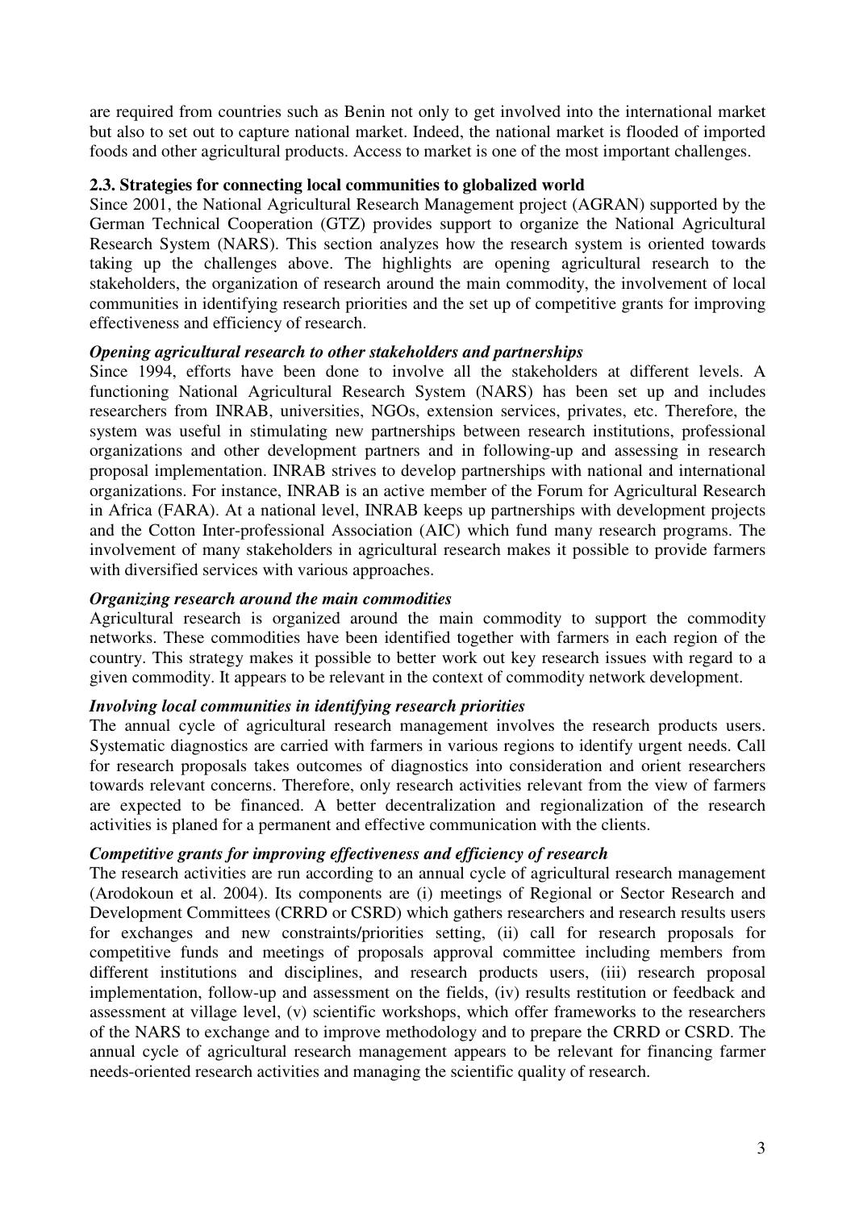are required from countries such as Benin not only to get involved into the international market but also to set out to capture national market. Indeed, the national market is flooded of imported foods and other agricultural products. Access to market is one of the most important challenges.

### 2.3. Strategies for connecting local communities to globalized world

Since 2001, the National Agricultural Research Management project (AGRAN) supported by the German Technical Cooperation (GTZ) provides support to organize the National Agricultural Research System (NARS). This section analyzes how the research system is oriented towards taking up the challenges above. The highlights are opening agricultural research to the stakeholders, the organization of research around the main commodity, the involvement of local communities in identifying research priorities and the set up of competitive grants for improving effectiveness and efficiency of research.

#### *Opening agricultural research to other stakeholders and partnerships*

Since 1994, efforts have been done to involve all the stakeholders at different levels. A functioning National Agricultural Research System (NARS) has been set up and includes researchers from INRAB, universities, NGOs, extension services, privates, etc. Therefore, the system was useful in stimulating new partnerships between research institutions, professional organizations and other development partners and in following-up and assessing in research proposal implementation. INRAB strives to develop partnerships with national and international organizations. For instance, INRAB is an active member of the Forum for Agricultural Research in Africa (FARA). At a national level, INRAB keeps up partnerships with development projects and the Cotton Inter-professional Association (AIC) which fund many research programs. The involvement of many stakeholders in agricultural research makes it possible to provide farmers with diversified services with various approaches.

#### *Organizing research around the main commodities*

Agricultural research is organized around the main commodity to support the commodity networks. These commodities have been identified together with farmers in each region of the country. This strategy makes it possible to better work out key research issues with regard to a given commodity. It appears to be relevant in the context of commodity network development.

#### *Involving local communities in identifying research priorities*

The annual cycle of agricultural research management involves the research products users. Systematic diagnostics are carried with farmers in various regions to identify urgent needs. Call for research proposals takes outcomes of diagnostics into consideration and orient researchers towards relevant concerns. Therefore, only research activities relevant from the view of farmers are expected to be financed. A better decentralization and regionalization of the research activities is planed for a permanent and effective communication with the clients.

#### *Competitive grants for improving effectiveness and efficiency of research*

The research activities are run according to an annual cycle of agricultural research management (Arodokoun et al. 2004). Its components are (i) meetings of Regional or Sector Research and Development Committees (CRRD or CSRD) which gathers researchers and research results users for exchanges and new constraints/priorities setting, (ii) call for research proposals for competitive funds and meetings of proposals approval committee including members from different institutions and disciplines, and research products users, (iii) research proposal implementation, follow-up and assessment on the fields, (iv) results restitution or feedback and assessment at village level, (v) scientific workshops, which offer frameworks to the researchers of the NARS to exchange and to improve methodology and to prepare the CRRD or CSRD. The annual cycle of agricultural research management appears to be relevant for financing farmer needs-oriented research activities and managing the scientific quality of research.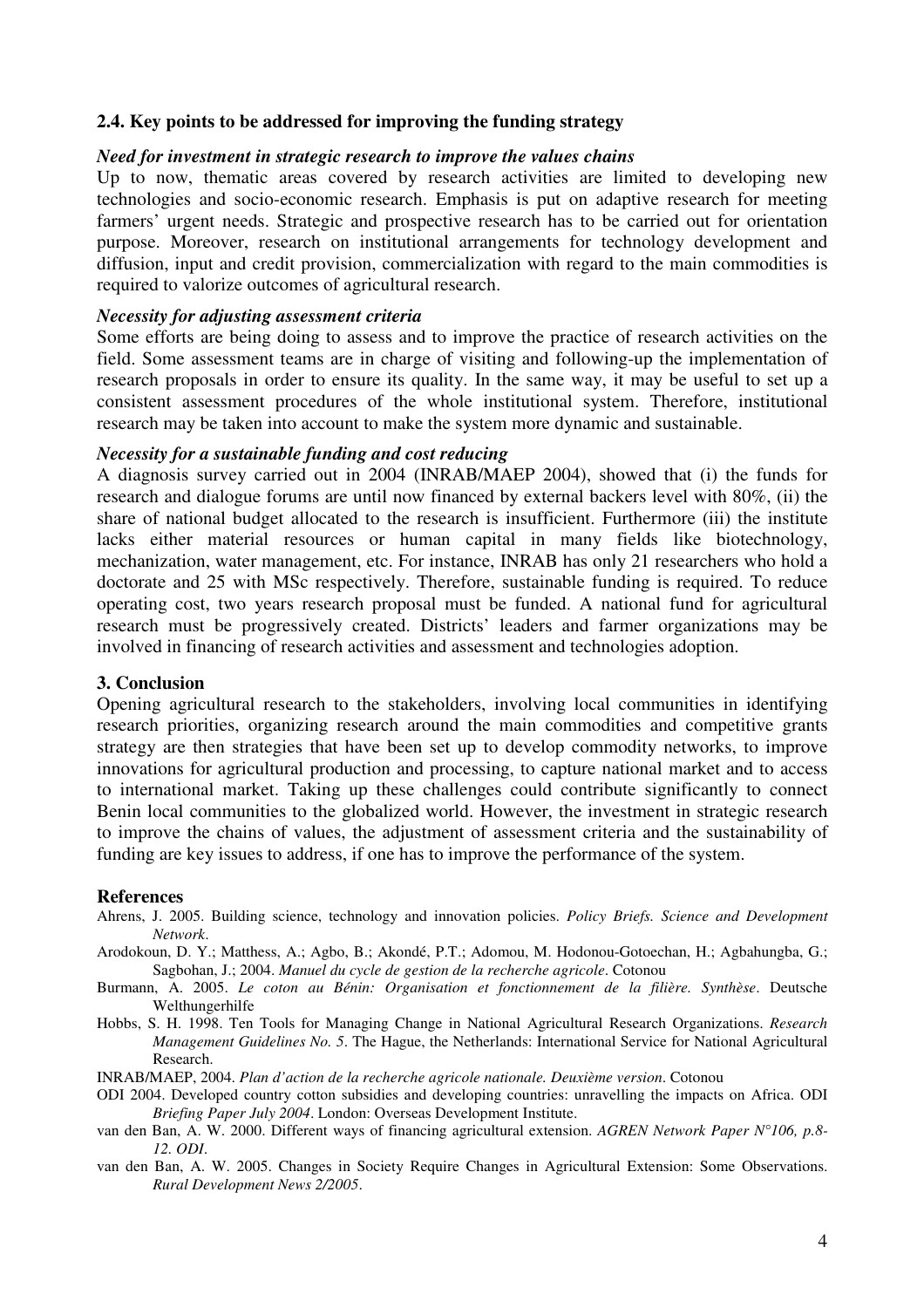### 2.4. Key points to be addressed for improving the funding strategy

***Need for investment in strategic research to improve the values chains***

Up to now, thematic areas covered by research activities are limited to developing new technologies and socio-economic research. Emphasis is put on adaptive research for meeting farmers' urgent needs. Strategic and prospective research has to be carried out for orientation purpose. Moreover, research on institutional arrangements for technology development and diffusion, input and credit provision, commercialization with regard to the main commodities is required to valorize outcomes of agricultural research.

***Necessity for adjusting assessment criteria***

Some efforts are being doing to assess and to improve the practice of research activities on the field. Some assessment teams are in charge of visiting and following-up the implementation of research proposals in order to ensure its quality. In the same way, it may be useful to set up a consistent assessment procedures of the whole institutional system. Therefore, institutional research may be taken into account to make the system more dynamic and sustainable.

***Necessity for a sustainable funding and cost reducing***

A diagnosis survey carried out in 2004 (INRAB/MAEP 2004), showed that (i) the funds for research and dialogue forums are until now financed by external backers level with 80%, (ii) the share of national budget allocated to the research is insufficient. Furthermore (iii) the institute lacks either material resources or human capital in many fields like biotechnology, mechanization, water management, etc. For instance, INRAB has only 21 researchers who hold a doctorate and 25 with MSc respectively. Therefore, sustainable funding is required. To reduce operating cost, two years research proposal must be funded. A national fund for agricultural research must be progressively created. Districts' leaders and farmer organizations may be involved in financing of research activities and assessment and technologies adoption.

## 3. Conclusion

Opening agricultural research to the stakeholders, involving local communities in identifying research priorities, organizing research around the main commodities and competitive grants strategy are then strategies that have been set up to develop commodity networks, to improve innovations for agricultural production and processing, to capture national market and to access to international market. Taking up these challenges could contribute significantly to connect Benin local communities to the globalized world. However, the investment in strategic research to improve the chains of values, the adjustment of assessment criteria and the sustainability of funding are key issues to address, if one has to improve the performance of the system.

## References

Ahrens, J. 2005. Building science, technology and innovation policies. *Policy Briefs. Science and Development Network*.

Arodokoun, D. Y.; Matthess, A.; Agbo, B.; Akondé, P.T.; Adomou, M. Hodonou-Gotoechan, H.; Agbahungba, G.; Sagbohan, J.; 2004. *Manuel du cycle de gestion de la recherche agricole*. Cotonou

Burmann, A. 2005. *Le coton au Bénin: Organisation et fonctionnement de la filière. Synthèse*. Deutsche Welthungerhilfe

Hobbs, S. H. 1998. Ten Tools for Managing Change in National Agricultural Research Organizations. *Research Management Guidelines No. 5*. The Hague, the Netherlands: International Service for National Agricultural Research.

INRAB/MAEP, 2004. *Plan d'action de la recherche agricole nationale. Deuxième version*. Cotonou

ODI 2004. Developed country cotton subsidies and developing countries: unravelling the impacts on Africa. ODI *Briefing Paper July 2004*. London: Overseas Development Institute.

van den Ban, A. W. 2000. Different ways of financing agricultural extension. *AGREN Network Paper N°106, p.8-12. ODI*.

van den Ban, A. W. 2005. Changes in Society Require Changes in Agricultural Extension: Some Observations. *Rural Development News 2/2005*.